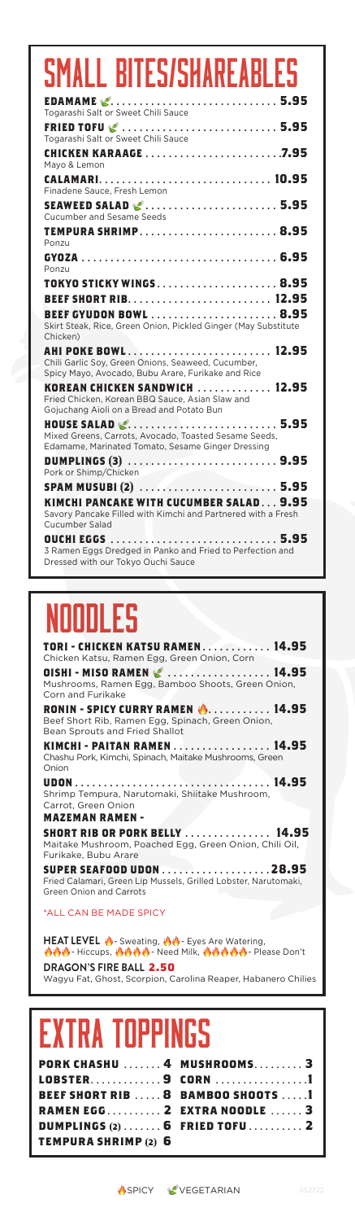# SMALL BITES/SHAREABLES

**EDAMAME** 🌿 ............ 5.95
Togarashi Salt or Sweet Chili Sauce

**FRIED TOFU** 🌿 ............ 5.95
Togarashi Salt or Sweet Chili Sauce

**CHICKEN KARAAGE** ............ 7.95
Mayo & Lemon

**CALAMARI** ............ 10.95
Finadene Sauce, Fresh Lemon

**SEAWEED SALAD** 🌿 ............ 5.95
Cucumber and Sesame Seeds

**TEMPURA SHRIMP** ............ 8.95
Ponzu

**GYOZA** ............ 6.95
Ponzu

**TOKYO STICKY WINGS** ............ 8.95

**BEEF SHORT RIB** ............ 12.95

**BEEF GYUDON BOWL** ............ 8.95
Skirt Steak, Rice, Green Onion, Pickled Ginger (May Substitute Chicken)

**AHI POKE BOWL** ............ 12.95
Chili Garlic Soy, Green Onions, Seaweed, Cucumber, Spicy Mayo, Avocado, Bubu Arare, Furikake and Rice

**KOREAN CHICKEN SANDWICH** ............ 12.95
Fried Chicken, Korean BBQ Sauce, Asian Slaw and Gojuchang Aioli on a Bread and Potato Bun

**HOUSE SALAD** 🌿 ............ 5.95
Mixed Greens, Carrots, Avocado, Toasted Sesame Seeds, Edamame, Marinated Tomato, Sesame Ginger Dressing

**DUMPLINGS (3)** ............ 9.95
Pork or Shimp/Chicken

**SPAM MUSUBI (2)** ............ 5.95

**KIMCHI PANCAKE WITH CUCUMBER SALAD** ... 9.95
Savory Pancake Filled with Kimchi and Partnered with a Fresh Cucumber Salad

**OUCHI EGGS** ............ 5.95
3 Ramen Eggs Dredged in Panko and Fried to Perfection and Dressed with our Tokyo Ouchi Sauce

# NOODLES

**TORI - CHICKEN KATSU RAMEN** ............ 14.95
Chicken Katsu, Ramen Egg, Green Onion, Corn

**OISHI - MISO RAMEN** 🌿 ............ 14.95
Mushrooms, Ramen Egg, Bamboo Shoots, Green Onion, Corn and Furikake

**RONIN - SPICY CURRY RAMEN** 🔥 ............ 14.95
Beef Short Rib, Ramen Egg, Spinach, Green Onion, Bean Sprouts and Fried Shallot

**KIMCHI - PAITAN RAMEN** ............ 14.95
Chashu Pork, Kimchi, Spinach, Maitake Mushrooms, Green Onion

**UDON** ............ 14.95
Shrimp Tempura, Narutomaki, Shiitake Mushroom, Carrot, Green Onion

**MAZEMAN RAMEN -**

**SHORT RIB OR PORK BELLY** ............ 14.95
Maitake Mushroom, Poached Egg, Green Onion, Chili Oil, Furikake, Bubu Arare

**SUPER SEAFOOD UDON** ............ 28.95
Fried Calamari, Green Lip Mussels, Grilled Lobster, Narutomaki, Green Onion and Carrots

*ALL CAN BE MADE SPICY

**HEAT LEVEL** 🔥 - Sweating, 🔥🔥 - Eyes Are Watering, 🔥🔥🔥 - Hiccups, 🔥🔥🔥🔥 - Need Milk, 🔥🔥🔥🔥🔥 - Please Don't

**DRAGON'S FIRE BALL** 2.50
Wagyu Fat, Ghost, Scorpion, Carolina Reaper, Habanero Chilies

# EXTRA TOPPINGS

| | | | |
|---|---|---|---|
| **PORK CHASHU** | 4 | **MUSHROOMS** | 3 |
| **LOBSTER** | 9 | **CORN** | 1 |
| **BEEF SHORT RIB** | 8 | **BAMBOO SHOOTS** | 1 |
| **RAMEN EGG** | 2 | **EXTRA NOODLE** | 3 |
| **DUMPLINGS (2)** | 6 | **FRIED TOFU** | 2 |
| **TEMPURA SHRIMP (2)** | 6 | | |

🔥 SPICY 🌿 VEGETARIAN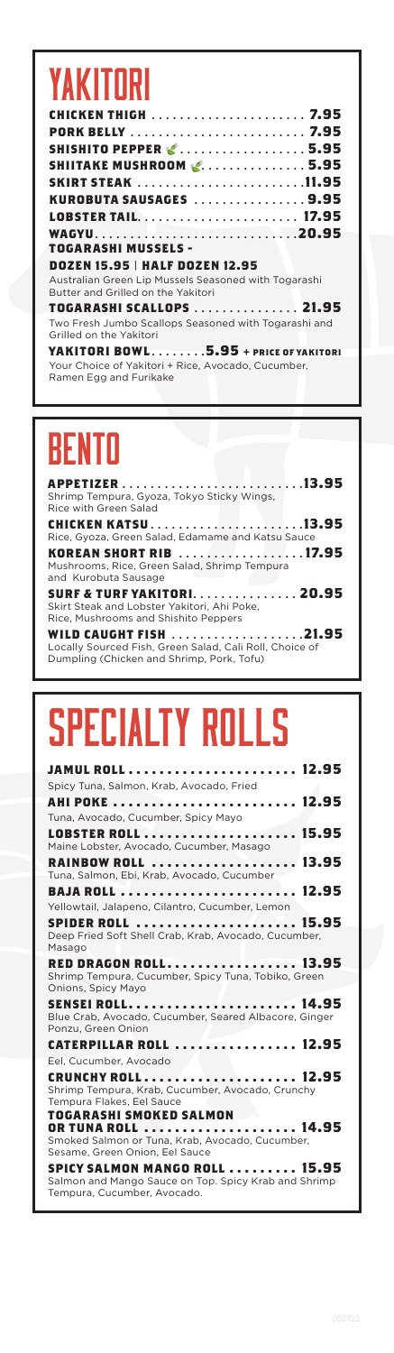# YAKITORI

**CHICKEN THIGH** ........................ **7.95**

**PORK BELLY** ........................ **7.95**

**SHISHITO PEPPER** ................. **5.95**

**SHIITAKE MUSHROOM** ............... **5.95**

**SKIRT STEAK** ........................ **11.95**

**KUROBUTA SAUSAGES** ................ **9.95**

**LOBSTER TAIL** ...................... **17.95**

**WAGYU** ............................. **20.95**

**TOGARASHI MUSSELS -**

**DOZEN 15.95 | HALF DOZEN 12.95**

Australian Green Lip Mussels Seasoned with Togarashi Butter and Grilled on the Yakitori

**TOGARASHI SCALLOPS** .............. **21.95**

Two Fresh Jumbo Scallops Seasoned with Togarashi and Grilled on the Yakitori

**YAKITORI BOWL** ........ **5.95 + PRICE OF YAKITORI**

Your Choice of Yakitori + Rice, Avocado, Cucumber, Ramen Egg and Furikake

# BENTO

**APPETIZER** .......................... **13.95**

Shrimp Tempura, Gyoza, Tokyo Sticky Wings, Rice with Green Salad

**CHICKEN KATSU** ..................... **13.95**

Rice, Gyoza, Green Salad, Edamame and Katsu Sauce

**KOREAN SHORT RIB** ................. **17.95**

Mushrooms, Rice, Green Salad, Shrimp Tempura and Kurobuta Sausage

**SURF & TURF YAKITORI** .............. **20.95**

Skirt Steak and Lobster Yakitori, Ahi Poke, Rice, Mushrooms and Shishito Peppers

**WILD CAUGHT FISH** .................. **21.95**

Locally Sourced Fish, Green Salad, Cali Roll, Choice of Dumpling (Chicken and Shrimp, Pork, Tofu)

# SPECIALTY ROLLS

**JAMUL ROLL** ........................ **12.95**

Spicy Tuna, Salmon, Krab, Avocado, Fried

**AHI POKE** .......................... **12.95**

Tuna, Avocado, Cucumber, Spicy Mayo

**LOBSTER ROLL** ...................... **15.95**

Maine Lobster, Avocado, Cucumber, Masago

**RAINBOW ROLL** ...................... **13.95**

Tuna, Salmon, Ebi, Krab, Avocado, Cucumber

**BAJA ROLL** ......................... **12.95**

Yellowtail, Jalapeno, Cilantro, Cucumber, Lemon

**SPIDER ROLL** ....................... **15.95**

Deep Fried Soft Shell Crab, Krab, Avocado, Cucumber, Masago

**RED DRAGON ROLL** ................... **13.95**

Shrimp Tempura, Cucumber, Spicy Tuna, Tobiko, Green Onions, Spicy Mayo

**SENSEI ROLL** ....................... **14.95**

Blue Crab, Avocado, Cucumber, Seared Albacore, Ginger Ponzu, Green Onion

**CATERPILLAR ROLL** .................. **12.95**

Eel, Cucumber, Avocado

**CRUNCHY ROLL** ...................... **12.95**

Shrimp Tempura, Krab, Cucumber, Avocado, Crunchy Tempura Flakes, Eel Sauce

**TOGARASHI SMOKED SALMON OR TUNA ROLL** ...................... **14.95**

Smoked Salmon or Tuna, Krab, Avocado, Cucumber, Sesame, Green Onion, Eel Sauce

**SPICY SALMON MANGO ROLL** ........... **15.95**

Salmon and Mango Sauce on Top. Spicy Krab and Shrimp Tempura, Cucumber, Avocado.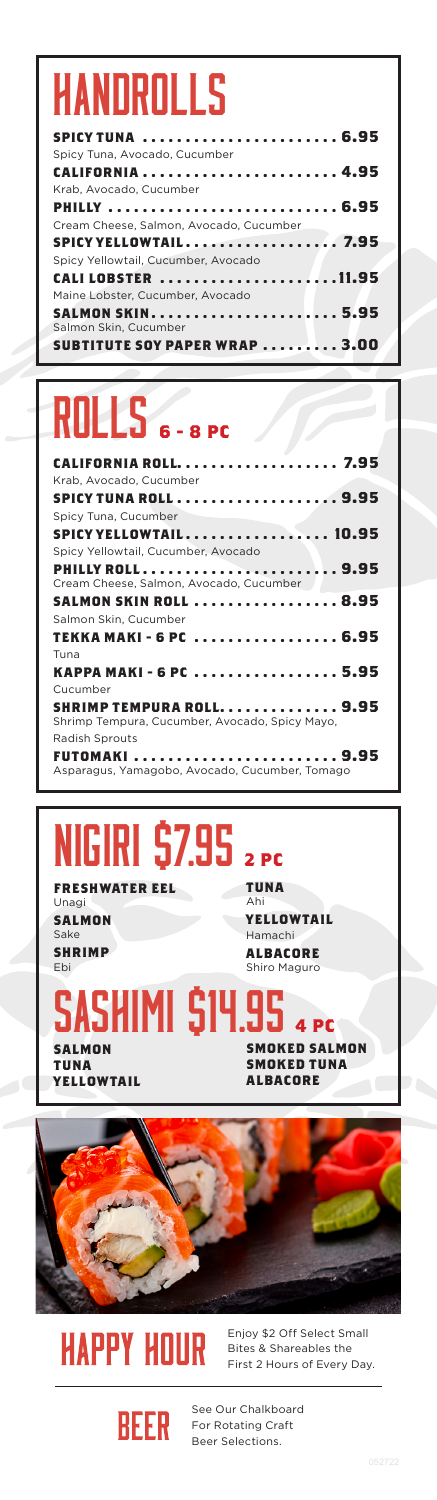# HANDROLLS

**SPICY TUNA** ........................ 6.95
Spicy Tuna, Avocado, Cucumber

**CALIFORNIA** ........................ 4.95
Krab, Avocado, Cucumber

**PHILLY** ........................ 6.95
Cream Cheese, Salmon, Avocado, Cucumber

**SPICY YELLOWTAIL** ........................ 7.95
Spicy Yellowtail, Cucumber, Avocado

**CALI LOBSTER** ........................ 11.95
Maine Lobster, Cucumber, Avocado

**SALMON SKIN** ........................ 5.95
Salmon Skin, Cucumber

**SUBTITUTE SOY PAPER WRAP** ........................ 3.00

# ROLLS 6 - 8 PC

**CALIFORNIA ROLL** ........................ 7.95
Krab, Avocado, Cucumber

**SPICY TUNA ROLL** ........................ 9.95
Spicy Tuna, Cucumber

**SPICY YELLOWTAIL** ........................ 10.95
Spicy Yellowtail, Cucumber, Avocado

**PHILLY ROLL** ........................ 9.95
Cream Cheese, Salmon, Avocado, Cucumber

**SALMON SKIN ROLL** ........................ 8.95
Salmon Skin, Cucumber

**TEKKA MAKI - 6 PC** ........................ 6.95
Tuna

**KAPPA MAKI - 6 PC** ........................ 5.95
Cucumber

**SHRIMP TEMPURA ROLL** ........................ 9.95
Shrimp Tempura, Cucumber, Avocado, Spicy Mayo, Radish Sprouts

**FUTOMAKI** ........................ 9.95
Asparagus, Yamagobo, Avocado, Cucumber, Tomago

# NIGIRI $7.95 2 PC

**FRESHWATER EEL**
Unagi

**SALMON**
Sake

**SHRIMP**
Ebi

**TUNA**
Ahi

**YELLOWTAIL**
Hamachi

**ALBACORE**
Shiro Maguro

# SASHIMI $14.95 4 PC

**SALMON**
**TUNA**
**YELLOWTAIL**
**SMOKED SALMON**
**SMOKED TUNA**
**ALBACORE**

# HAPPY HOUR

Enjoy $2 Off Select Small Bites & Shareables the First 2 Hours of Every Day.

# BEER

See Our Chalkboard For Rotating Craft Beer Selections.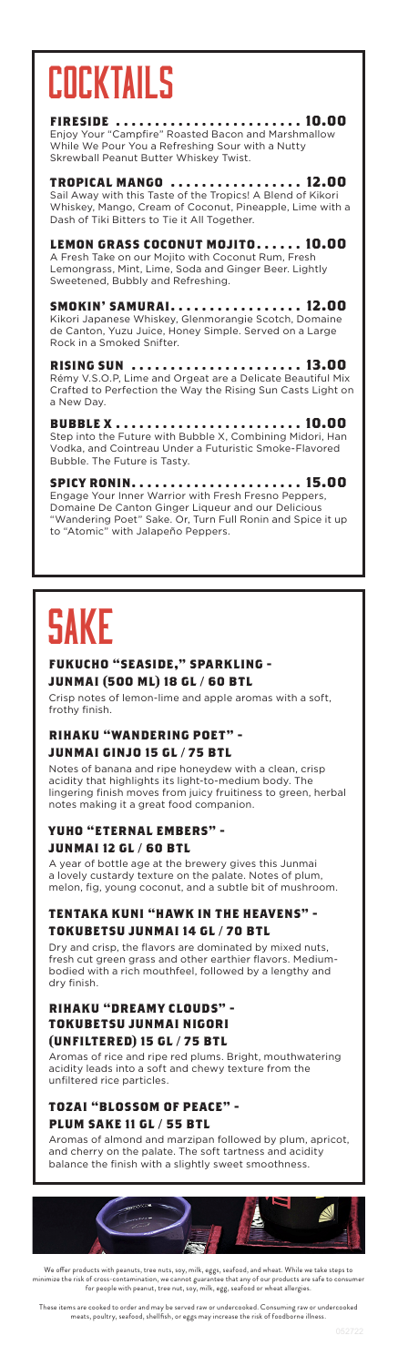# COCKTAILS

**FIRESIDE ........................ 10.00**
Enjoy Your "Campfire" Roasted Bacon and Marshmallow While We Pour You a Refreshing Sour with a Nutty Skrewball Peanut Butter Whiskey Twist.

**TROPICAL MANGO ................. 12.00**
Sail Away with this Taste of the Tropics! A Blend of Kikori Whiskey, Mango, Cream of Coconut, Pineapple, Lime with a Dash of Tiki Bitters to Tie it All Together.

**LEMON GRASS COCONUT MOJITO...... 10.00**
A Fresh Take on our Mojito with Coconut Rum, Fresh Lemongrass, Mint, Lime, Soda and Ginger Beer. Lightly Sweetened, Bubbly and Refreshing.

**SMOKIN' SAMURAI................. 12.00**
Kikori Japanese Whiskey, Glenmorangie Scotch, Domaine de Canton, Yuzu Juice, Honey Simple. Served on a Large Rock in a Smoked Snifter.

**RISING SUN ...................... 13.00**
Rémy V.S.O.P, Lime and Orgeat are a Delicate Beautiful Mix Crafted to Perfection the Way the Rising Sun Casts Light on a New Day.

**BUBBLE X ........................ 10.00**
Step into the Future with Bubble X, Combining Midori, Han Vodka, and Cointreau Under a Futuristic Smoke-Flavored Bubble. The Future is Tasty.

**SPICY RONIN...................... 15.00**
Engage Your Inner Warrior with Fresh Fresno Peppers, Domaine De Canton Ginger Liqueur and our Delicious "Wandering Poet" Sake. Or, Turn Full Ronin and Spice it up to "Atomic" with Jalapeño Peppers.

# SAKE

### FUKUCHO "SEASIDE," SPARKLING - JUNMAI (500 ML) 18 GL / 60 BTL

Crisp notes of lemon-lime and apple aromas with a soft, frothy finish.

### RIHAKU "WANDERING POET" - JUNMAI GINJO 15 GL / 75 BTL

Notes of banana and ripe honeydew with a clean, crisp acidity that highlights its light-to-medium body. The lingering finish moves from juicy fruitiness to green, herbal notes making it a great food companion.

### YUHO "ETERNAL EMBERS" - JUNMAI 12 GL / 60 BTL

A year of bottle age at the brewery gives this Junmai a lovely custardy texture on the palate. Notes of plum, melon, fig, young coconut, and a subtle bit of mushroom.

### TENTAKA KUNI "HAWK IN THE HEAVENS" - TOKUBETSU JUNMAI 14 GL / 70 BTL

Dry and crisp, the flavors are dominated by mixed nuts, fresh cut green grass and other earthier flavors. Medium-bodied with a rich mouthfeel, followed by a lengthy and dry finish.

### RIHAKU "DREAMY CLOUDS" - TOKUBETSU JUNMAI NIGORI (UNFILTERED) 15 GL / 75 BTL

Aromas of rice and ripe red plums. Bright, mouthwatering acidity leads into a soft and chewy texture from the unfiltered rice particles.

### TOZAI "BLOSSOM OF PEACE" - PLUM SAKE 11 GL / 55 BTL

Aromas of almond and marzipan followed by plum, apricot, and cherry on the palate. The soft tartness and acidity balance the finish with a slightly sweet smoothness.

We offer products with peanuts, tree nuts, soy, milk, eggs, seafood, and wheat. While we take steps to minimize the risk of cross-contamination, we cannot guarantee that any of our products are safe to consumer for people with peanut, tree nut, soy, milk, egg, seafood or wheat allergies.

These items are cooked to order and may be served raw or undercooked. Consuming raw or undercooked meats, poultry, seafood, shellfish, or eggs may increase the risk of foodborne illness.

052722